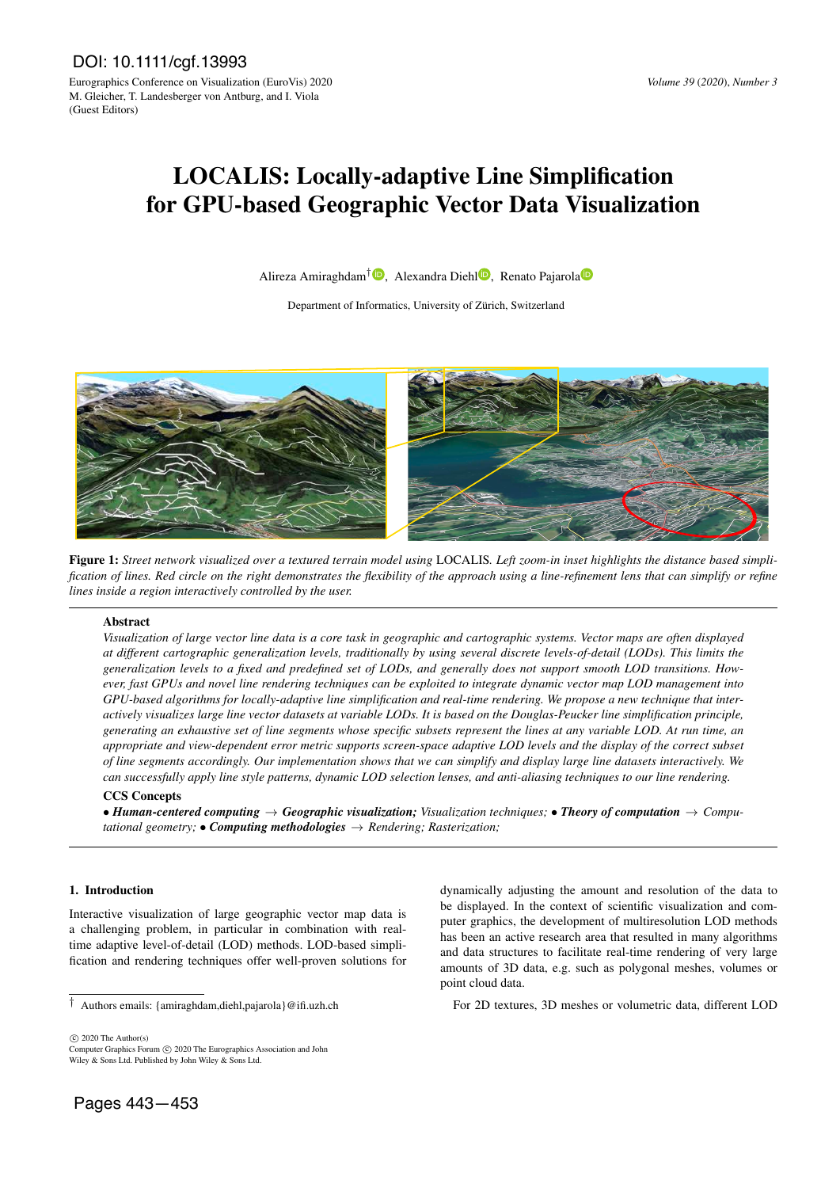# LOCALIS: Locally-adaptive Line Simplification for GPU-based Geographic Vector Data Visualization

Alireza Amiraghdam[†], Alexandra Diehl, Renato Pajarola

Department of Informatics, University of Zürich, Switzerland

**Figure 1:** *Street network visualized over a textured terrain model using* LOCALIS*. Left zoom-in inset highlights the distance based simplification of lines. Red circle on the right demonstrates the flexibility of the approach using a line-refinement lens that can simplify or refine lines inside a region interactively controlled by the user.*

## Abstract

*Visualization of large vector line data is a core task in geographic and cartographic systems. Vector maps are often displayed at different cartographic generalization levels, traditionally by using several discrete levels-of-detail (LODs). This limits the generalization levels to a fixed and predefined set of LODs, and generally does not support smooth LOD transitions. However, fast GPUs and novel line rendering techniques can be exploited to integrate dynamic vector map LOD management into GPU-based algorithms for locally-adaptive line simplification and real-time rendering. We propose a new technique that interactively visualizes large line vector datasets at variable LODs. It is based on the Douglas-Peucker line simplification principle, generating an exhaustive set of line segments whose specific subsets represent the lines at any variable LOD. At run time, an appropriate and view-dependent error metric supports screen-space adaptive LOD levels and the display of the correct subset of line segments accordingly. Our implementation shows that we can simplify and display large line datasets interactively. We can successfully apply line style patterns, dynamic LOD selection lenses, and anti-aliasing techniques to our line rendering.*

### CCS Concepts

• ***Human-centered computing*** → ***Geographic visualization;*** *Visualization techniques;* • ***Theory of computation*** → *Computational geometry;* • ***Computing methodologies*** → *Rendering; Rasterization;*

## 1. Introduction

Interactive visualization of large geographic vector map data is a challenging problem, in particular in combination with real-time adaptive level-of-detail (LOD) methods. LOD-based simplification and rendering techniques offer well-proven solutions for dynamically adjusting the amount and resolution of the data to be displayed. In the context of scientific visualization and computer graphics, the development of multiresolution LOD methods has been an active research area that resulted in many algorithms and data structures to facilitate real-time rendering of very large amounts of 3D data, e.g. such as polygonal meshes, volumes or point cloud data.

For 2D textures, 3D meshes or volumetric data, different LOD

[†] Authors emails: {amiraghdam,diehl,pajarola}@ifi.uzh.ch

© 2020 The Author(s)
Computer Graphics Forum © 2020 The Eurographics Association and John Wiley & Sons Ltd. Published by John Wiley & Sons Ltd.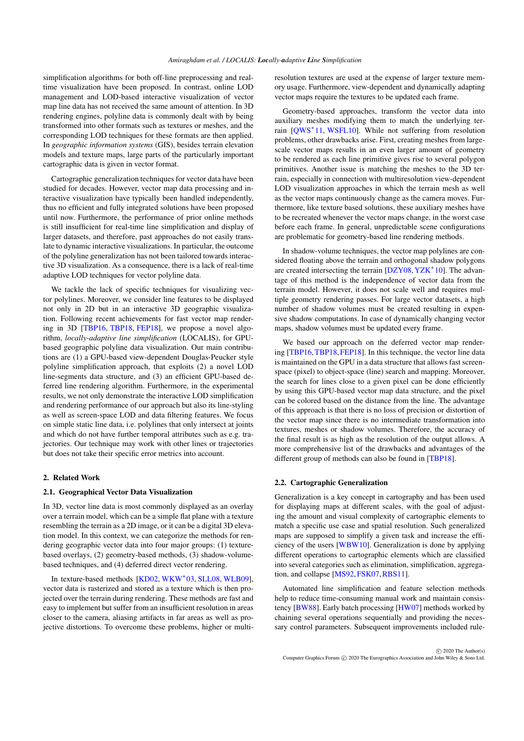simplification algorithms for both off-line preprocessing and real-time visualization have been proposed. In contrast, online LOD management and LOD-based interactive visualization of vector map line data has not received the same amount of attention. In 3D rendering engines, polyline data is commonly dealt with by being transformed into other formats such as textures or meshes, and the corresponding LOD techniques for these formats are then applied. In *geographic information systems* (GIS), besides terrain elevation models and texture maps, large parts of the particularly important cartographic data is given in vector format.

Cartographic generalization techniques for vector data have been studied for decades. However, vector map data processing and interactive visualization have typically been handled independently, thus no efficient and fully integrated solutions have been proposed until now. Furthermore, the performance of prior online methods is still insufficient for real-time line simplification and display of larger datasets, and therefore, past approaches do not easily translate to dynamic interactive visualizations. In particular, the outcome of the polyline generalization has not been tailored towards interactive 3D visualization. As a consequence, there is a lack of real-time adaptive LOD techniques for vector polyline data.

We tackle the lack of specific techniques for visualizing vector polylines. Moreover, we consider line features to be displayed not only in 2D but in an interactive 3D geographic visualization. Following recent achievements for fast vector map rendering in 3D [TBP16, TBP18, FEP18], we propose a novel algorithm, *locally-adaptive line simplification* (LOCALIS), for GPU-based geographic polyline data visualization. Our main contributions are (1) a GPU-based view-dependent Douglas-Peucker style polyline simplification approach, that exploits (2) a novel LOD line-segments data structure, and (3) an efficient GPU-based deferred line rendering algorithm. Furthermore, in the experimental results, we not only demonstrate the interactive LOD simplification and rendering performance of our approach but also its line-styling as well as screen-space LOD and data filtering features. We focus on simple static line data, i.e. polylines that only intersect at joints and which do not have further temporal attributes such as e.g. trajectories. Our technique may work with other lines or trajectories but does not take their specific error metrics into account.

## 2. Related Work

### 2.1. Geographical Vector Data Visualization

In 3D, vector line data is most commonly displayed as an overlay over a terrain model, which can be a simple flat plane with a texture resembling the terrain as a 2D image, or it can be a digital 3D elevation model. In this context, we can categorize the methods for rendering geographic vector data into four major groups: (1) texture-based overlays, (2) geometry-based methods, (3) shadow-volume-based techniques, and (4) deferred direct vector rendering.

In texture-based methods [KD02, WKW*03, SLL08, WLB09], vector data is rasterized and stored as a texture which is then projected over the terrain during rendering. These methods are fast and easy to implement but suffer from an insufficient resolution in areas closer to the camera, aliasing artifacts in far areas as well as projective distortions. To overcome these problems, higher or multi-resolution textures are used at the expense of larger texture memory usage. Furthermore, view-dependent and dynamically adapting vector maps require the textures to be updated each frame.

Geometry-based approaches, transform the vector data into auxiliary meshes modifying them to match the underlying terrain [QWS*11, WSFL10]. While not suffering from resolution problems, other drawbacks arise. First, creating meshes from large-scale vector maps results in an even larger amount of geometry to be rendered as each line primitive gives rise to several polygon primitives. Another issue is matching the meshes to the 3D terrain, especially in connection with multiresolution view-dependent LOD visualization approaches in which the terrain mesh as well as the vector maps continuously change as the camera moves. Furthermore, like texture based solutions, these auxiliary meshes have to be recreated whenever the vector maps change, in the worst case before each frame. In general, unpredictable scene configurations are problematic for geometry-based line rendering methods.

In shadow-volume techniques, the vector map polylines are considered floating above the terrain and orthogonal shadow polygons are created intersecting the terrain [DZY08, YZK*10]. The advantage of this method is the independence of vector data from the terrain model. However, it does not scale well and requires multiple geometry rendering passes. For large vector datasets, a high number of shadow volumes must be created resulting in expensive shadow computations. In case of dynamically changing vector maps, shadow volumes must be updated every frame.

We based our approach on the deferred vector map rendering [TBP16, TBP18, FEP18]. In this technique, the vector line data is maintained on the GPU in a data structure that allows fast screen-space (pixel) to object-space (line) search and mapping. Moreover, the search for lines close to a given pixel can be done efficiently by using this GPU-based vector map data structure, and the pixel can be colored based on the distance from the line. The advantage of this approach is that there is no loss of precision or distortion of the vector map since there is no intermediate transformation into textures, meshes or shadow volumes. Therefore, the accuracy of the final result is as high as the resolution of the output allows. A more comprehensive list of the drawbacks and advantages of the different group of methods can also be found in [TBP18].

### 2.2. Cartographic Generalization

Generalization is a key concept in cartography and has been used for displaying maps at different scales, with the goal of adjusting the amount and visual complexity of cartographic elements to match a specific use case and spatial resolution. Such generalized maps are supposed to simplify a given task and increase the efficiency of the users [WBW10]. Generalization is done by applying different operations to cartographic elements which are classified into several categories such as elimination, simplification, aggregation, and collapse [MS92, FSK07, RBS11].

Automated line simplification and feature selection methods help to reduce time-consuming manual work and maintain consistency [BW88]. Early batch processing [HW07] methods worked by chaining several operations sequentially and providing the necessary control parameters. Subsequent improvements included rule-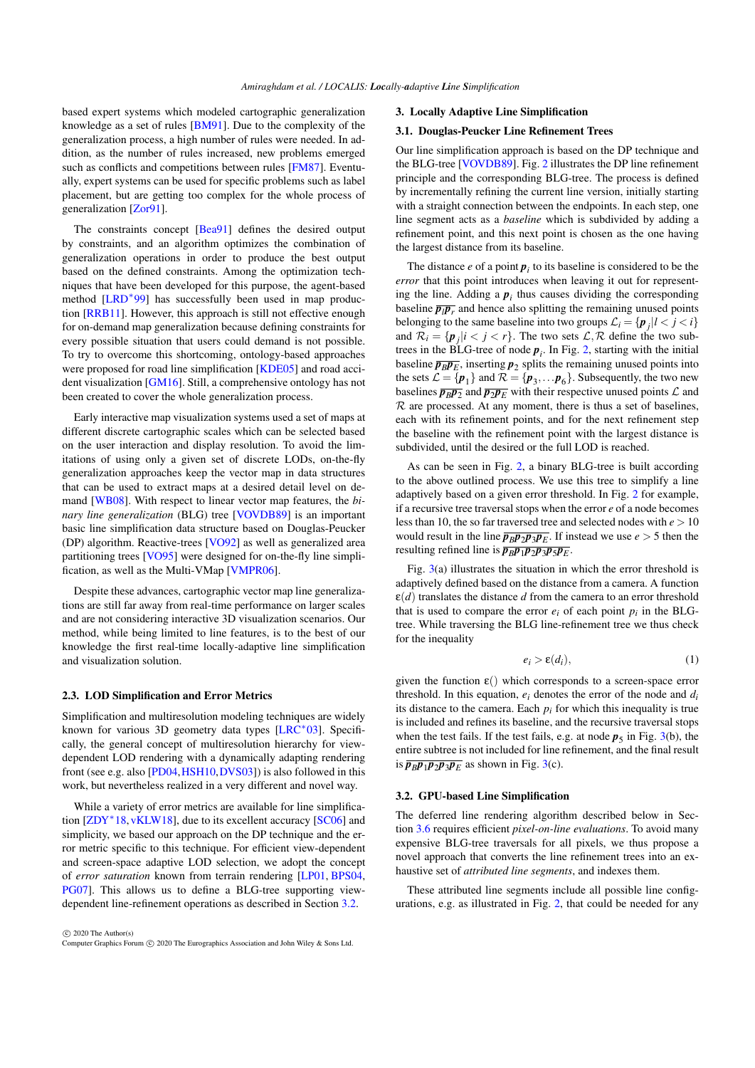based expert systems which modeled cartographic generalization knowledge as a set of rules [BM91]. Due to the complexity of the generalization process, a high number of rules were needed. In addition, as the number of rules increased, new problems emerged such as conflicts and competitions between rules [FM87]. Eventually, expert systems can be used for specific problems such as label placement, but are getting too complex for the whole process of generalization [Zor91].

The constraints concept [Bea91] defines the desired output by constraints, and an algorithm optimizes the combination of generalization operations in order to produce the best output based on the defined constraints. Among the optimization techniques that have been developed for this purpose, the agent-based method [LRD*99] has successfully been used in map production [RRB11]. However, this approach is still not effective enough for on-demand map generalization because defining constraints for every possible situation that users could demand is not possible. To try to overcome this shortcoming, ontology-based approaches were proposed for road line simplification [KDE05] and road accident visualization [GM16]. Still, a comprehensive ontology has not been created to cover the whole generalization process.

Early interactive map visualization systems used a set of maps at different discrete cartographic scales which can be selected based on the user interaction and display resolution. To avoid the limitations of using only a given set of discrete LODs, on-the-fly generalization approaches keep the vector map in data structures that can be used to extract maps at a desired detail level on demand [WB08]. With respect to linear vector map features, the *binary line generalization* (BLG) tree [VOVDB89] is an important basic line simplification data structure based on Douglas-Peucker (DP) algorithm. Reactive-trees [VO92] as well as generalized area partitioning trees [VO95] were designed for on-the-fly line simplification, as well as the Multi-VMap [VMPR06].

Despite these advances, cartographic vector map line generalizations are still far away from real-time performance on larger scales and are not considering interactive 3D visualization scenarios. Our method, while being limited to line features, is to the best of our knowledge the first real-time locally-adaptive line simplification and visualization solution.

### 2.3. LOD Simplification and Error Metrics

Simplification and multiresolution modeling techniques are widely known for various 3D geometry data types [LRC*03]. Specifically, the general concept of multiresolution hierarchy for view-dependent LOD rendering with a dynamically adapting rendering front (see e.g. also [PD04, HSH10, DVS03]) is also followed in this work, but nevertheless realized in a very different and novel way.

While a variety of error metrics are available for line simplification [ZDY*18, vKLW18], due to its excellent accuracy [SC06] and simplicity, we based our approach on the DP technique and the error metric specific to this technique. For efficient view-dependent and screen-space adaptive LOD selection, we adopt the concept of *error saturation* known from terrain rendering [LP01, BPS04, PG07]. This allows us to define a BLG-tree supporting view-dependent line-refinement operations as described in Section 3.2.

## 3. Locally Adaptive Line Simplification

### 3.1. Douglas-Peucker Line Refinement Trees

Our line simplification approach is based on the DP technique and the BLG-tree [VOVDB89]. Fig. 2 illustrates the DP line refinement principle and the corresponding BLG-tree. The process is defined by incrementally refining the current line version, initially starting with a straight connection between the endpoints. In each step, one line segment acts as a *baseline* which is subdivided by adding a refinement point, and this next point is chosen as the one having the largest distance from its baseline.

The distance $e$ of a point $\boldsymbol{p}_i$ to its baseline is considered to be the *error* that this point introduces when leaving it out for representing the line. Adding a $\boldsymbol{p}_i$ thus causes dividing the corresponding baseline $\overline{\boldsymbol{p}_l \boldsymbol{p}_r}$ and hence also splitting the remaining unused points belonging to the same baseline into two groups $\mathcal{L}_i = \{\boldsymbol{p}_j | l < j < i\}$ and $\mathcal{R}_i = \{\boldsymbol{p}_j | i < j < r\}$. The two sets $\mathcal{L}, \mathcal{R}$ define the two subtrees in the BLG-tree of node $\boldsymbol{p}_i$. In Fig. 2, starting with the initial baseline $\overline{\boldsymbol{p}_B \boldsymbol{p}_E}$, inserting $\boldsymbol{p}_2$ splits the remaining unused points into the sets $\mathcal{L} = \{\boldsymbol{p}_1\}$ and $\mathcal{R} = \{\boldsymbol{p}_3, \ldots \boldsymbol{p}_6\}$. Subsequently, the two new baselines $\overline{\boldsymbol{p}_B \boldsymbol{p}_2}$ and $\overline{\boldsymbol{p}_2 \boldsymbol{p}_E}$ with their respective unused points $\mathcal{L}$ and $\mathcal{R}$ are processed. At any moment, there is thus a set of baselines, each with its refinement points, and for the next refinement step the baseline with the refinement point with the largest distance is subdivided, until the desired or the full LOD is reached.

As can be seen in Fig. 2, a binary BLG-tree is built according to the above outlined process. We use this tree to simplify a line adaptively based on a given error threshold. In Fig. 2 for example, if a recursive tree traversal stops when the error $e$ of a node becomes less than 10, the so far traversed tree and selected nodes with $e > 10$ would result in the line $\overline{\boldsymbol{p}_B \boldsymbol{p}_2 \boldsymbol{p}_3 \boldsymbol{p}_E}$. If instead we use $e > 5$ then the resulting refined line is $\overline{\boldsymbol{p}_B \boldsymbol{p}_1 \boldsymbol{p}_2 \boldsymbol{p}_3 \boldsymbol{p}_5 \boldsymbol{p}_E}$.

Fig. 3(a) illustrates the situation in which the error threshold is adaptively defined based on the distance from a camera. A function $\varepsilon(d)$ translates the distance $d$ from the camera to an error threshold that is used to compare the error $e_i$ of each point $p_i$ in the BLG-tree. While traversing the BLG line-refinement tree we thus check for the inequality

$$e_i > \varepsilon(d_i), \tag{1}$$

given the function $\varepsilon()$ which corresponds to a screen-space error threshold. In this equation, $e_i$ denotes the error of the node and $d_i$ its distance to the camera. Each $p_i$ for which this inequality is true is included and refines its baseline, and the recursive traversal stops when the test fails. If the test fails, e.g. at node $\boldsymbol{p}_5$ in Fig. 3(b), the entire subtree is not included for line refinement, and the final result is $\overline{\boldsymbol{p}_B \boldsymbol{p}_1 \boldsymbol{p}_2 \boldsymbol{p}_3 \boldsymbol{p}_E}$ as shown in Fig. 3(c).

### 3.2. GPU-based Line Simplification

The deferred line rendering algorithm described below in Section 3.6 requires efficient *pixel-on-line evaluations*. To avoid many expensive BLG-tree traversals for all pixels, we thus propose a novel approach that converts the line refinement trees into an exhaustive set of *attributed line segments*, and indexes them.

These attributed line segments include all possible line configurations, e.g. as illustrated in Fig. 2, that could be needed for any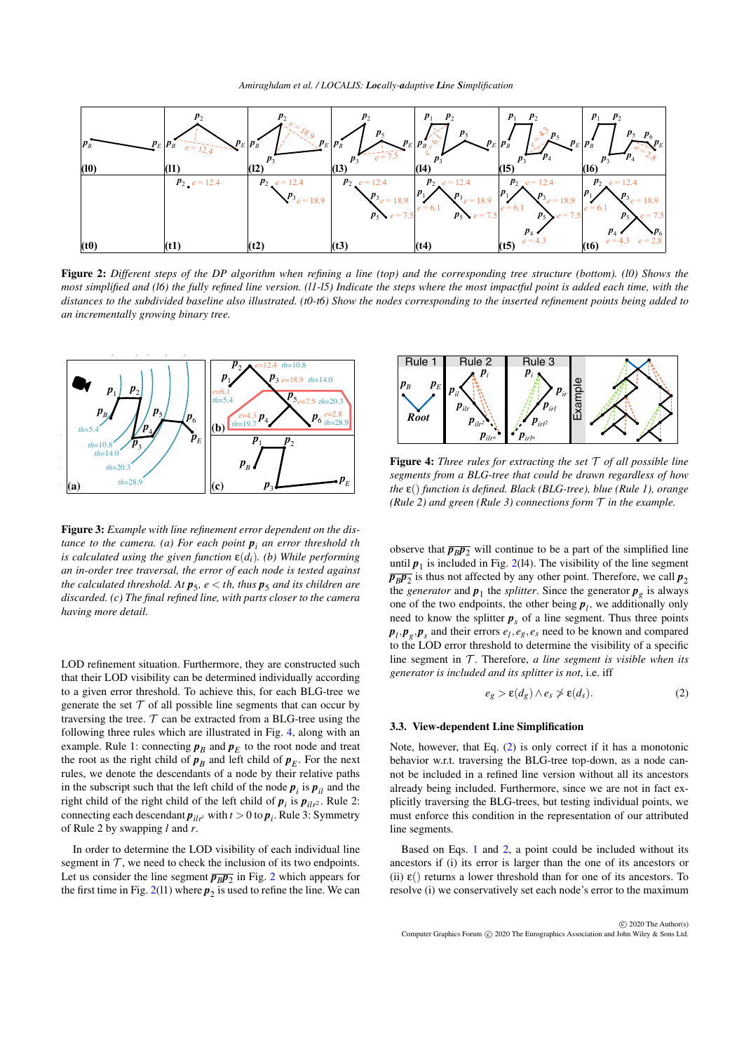**Figure 2:** *Different steps of the DP algorithm when refining a line (top) and the corresponding tree structure (bottom). (l0) Shows the most simplified and (l6) the fully refined line version. (l1-l5) Indicate the steps where the most impactful point is added each time, with the distances to the subdivided baseline also illustrated. (t0-t6) Show the nodes corresponding to the inserted refinement points being added to an incrementally growing binary tree.*

**Figure 3:** *Example with line refinement error dependent on the distance to the camera. (a) For each point $p_i$ an error threshold $th$ is calculated using the given function $\varepsilon(d_i)$. (b) While performing an in-order tree traversal, the error of each node is tested against the calculated threshold. At $p_5$, $e < th$, thus $p_5$ and its children are discarded. (c) The final refined line, with parts closer to the camera having more detail.*

LOD refinement situation. Furthermore, they are constructed such that their LOD visibility can be determined individually according to a given error threshold. To achieve this, for each BLG-tree we generate the set $\mathcal{T}$ of all possible line segments that can occur by traversing the tree. $\mathcal{T}$ can be extracted from a BLG-tree using the following three rules which are illustrated in Fig. 4, along with an example. Rule 1: connecting $p_B$ and $p_E$ to the root node and treat the root as the right child of $p_B$ and left child of $p_E$. For the next rules, we denote the descendants of a node by their relative paths in the subscript such that the left child of the node $p_i$ is $p_{il}$ and the right child of the right child of the left child of $p_i$ is $p_{ilr^2}$. Rule 2: connecting each descendant $p_{ilr^t}$ with $t > 0$ to $p_i$. Rule 3: Symmetry of Rule 2 by swapping $l$ and $r$.

In order to determine the LOD visibility of each individual line segment in $\mathcal{T}$, we need to check the inclusion of its two endpoints. Let us consider the line segment $\overline{p_B p_2}$ in Fig. 2 which appears for the first time in Fig. 2(l1) where $p_2$ is used to refine the line. We can

**Figure 4:** *Three rules for extracting the set $\mathcal{T}$ of all possible line segments from a BLG-tree that could be drawn regardless of how the $\varepsilon()$ function is defined. Black (BLG-tree), blue (Rule 1), orange (Rule 2) and green (Rule 3) connections form $\mathcal{T}$ in the example.*

observe that $\overline{p_B p_2}$ will continue to be a part of the simplified line until $p_1$ is included in Fig. 2(l4). The visibility of the line segment $\overline{p_B p_2}$ is thus not affected by any other point. Therefore, we call $p_2$ the *generator* and $p_1$ the *splitter*. Since the generator $p_g$ is always one of the two endpoints, the other being $p_l$, we additionally only need to know the splitter $p_s$ of a line segment. Thus three points $p_l, p_g, p_s$ and their errors $e_l, e_g, e_s$ need to be known and compared to the LOD error threshold to determine the visibility of a specific line segment in $\mathcal{T}$. Therefore, *a line segment is visible when its generator is included and its splitter is not*, i.e. iff

$$e_g > \varepsilon(d_g) \wedge e_s \not> \varepsilon(d_s). \qquad (2)$$

### 3.3. View-dependent Line Simplification

Note, however, that Eq. (2) is only correct if it has a monotonic behavior w.r.t. traversing the BLG-tree top-down, as a node cannot be included in a refined line version without all its ancestors already being included. Furthermore, since we are not in fact explicitly traversing the BLG-trees, but testing individual points, we must enforce this condition in the representation of our attributed line segments.

Based on Eqs. 1 and 2, a point could be included without its ancestors if (i) its error is larger than the one of its ancestors or (ii) $\varepsilon()$ returns a lower threshold than for one of its ancestors. To resolve (i) we conservatively set each node's error to the maximum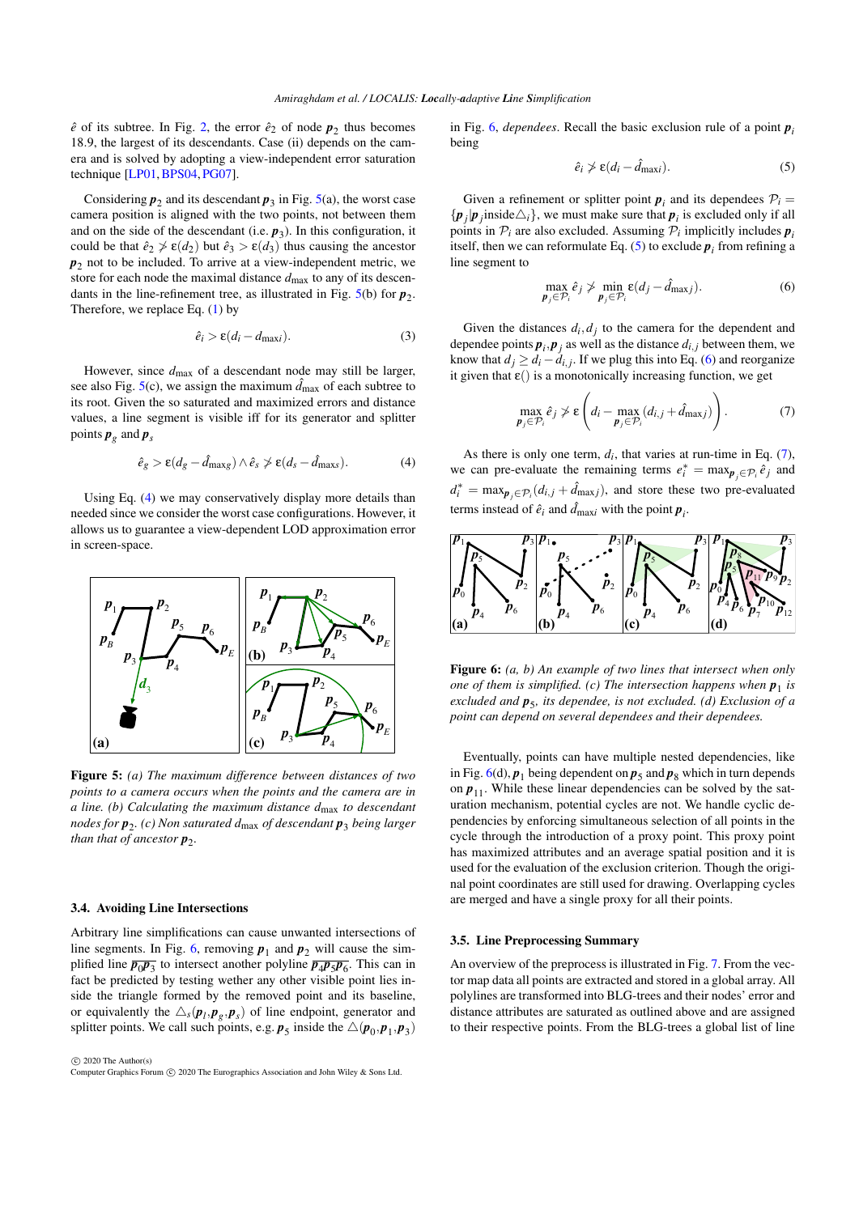$\hat{e}$ of its subtree. In Fig. 2, the error $\hat{e}_2$ of node $\boldsymbol{p}_2$ thus becomes 18.9, the largest of its descendants. Case (ii) depends on the camera and is solved by adopting a view-independent error saturation technique [LP01, BPS04, PG07].

Considering $\boldsymbol{p}_2$ and its descendant $\boldsymbol{p}_3$ in Fig. 5(a), the worst case camera position is aligned with the two points, not between them and on the side of the descendant (i.e. $\boldsymbol{p}_3$). In this configuration, it could be that $\hat{e}_2 \ngtr \varepsilon(d_2)$ but $\hat{e}_3 > \varepsilon(d_3)$ thus causing the ancestor $\boldsymbol{p}_2$ not to be included. To arrive at a view-independent metric, we store for each node the maximal distance $d_{\max}$ to any of its descendants in the line-refinement tree, as illustrated in Fig. 5(b) for $\boldsymbol{p}_2$. Therefore, we replace Eq. (1) by

$$\hat{e}_i > \varepsilon(d_i - d_{\max i}). \tag{3}$$

However, since $d_{\max}$ of a descendant node may still be larger, see also Fig. 5(c), we assign the maximum $\hat{d}_{\max}$ of each subtree to its root. Given the so saturated and maximized errors and distance values, a line segment is visible iff for its generator and splitter points $\boldsymbol{p}_g$ and $\boldsymbol{p}_s$

$$\hat{e}_g > \varepsilon(d_g - \hat{d}_{\max g}) \wedge \hat{e}_s \ngtr \varepsilon(d_s - \hat{d}_{\max s}). \tag{4}$$

Using Eq. (4) we may conservatively display more details than needed since we consider the worst case configurations. However, it allows us to guarantee a view-dependent LOD approximation error in screen-space.

**Figure 5:** *(a) The maximum difference between distances of two points to a camera occurs when the points and the camera are in a line. (b) Calculating the maximum distance $d_{\max}$ to descendant nodes for $\boldsymbol{p}_2$. (c) Non saturated $d_{\max}$ of descendant $\boldsymbol{p}_3$ being larger than that of ancestor $\boldsymbol{p}_2$.*

### 3.4. Avoiding Line Intersections

Arbitrary line simplifications can cause unwanted intersections of line segments. In Fig. 6, removing $\boldsymbol{p}_1$ and $\boldsymbol{p}_2$ will cause the simplified line $\overline{\boldsymbol{p}_0\boldsymbol{p}_3}$ to intersect another polyline $\overline{\boldsymbol{p}_4\boldsymbol{p}_5\boldsymbol{p}_6}$. This can in fact be predicted by testing wether any other visible point lies inside the triangle formed by the removed point and its baseline, or equivalently the $\triangle_s(\boldsymbol{p}_l, \boldsymbol{p}_g, \boldsymbol{p}_s)$ of line endpoint, generator and splitter points. We call such points, e.g. $\boldsymbol{p}_5$ inside the $\triangle(\boldsymbol{p}_0, \boldsymbol{p}_1, \boldsymbol{p}_3)$ in Fig. 6, *dependees*. Recall the basic exclusion rule of a point $\boldsymbol{p}_i$ being

$$\hat{e}_i \ngtr \varepsilon(d_i - \hat{d}_{\max i}). \tag{5}$$

Given a refinement or splitter point $\boldsymbol{p}_i$ and its dependees $\mathcal{P}_i = \{\boldsymbol{p}_j | \boldsymbol{p}_j \text{inside} \triangle_i\}$, we must make sure that $\boldsymbol{p}_i$ is excluded only if all points in $\mathcal{P}_i$ are also excluded. Assuming $\mathcal{P}_i$ implicitly includes $\boldsymbol{p}_i$ itself, then we can reformulate Eq. (5) to exclude $\boldsymbol{p}_i$ from refining a line segment to

$$\max_{\boldsymbol{p}_j \in \mathcal{P}_i} \hat{e}_j \ngtr \min_{\boldsymbol{p}_j \in \mathcal{P}_i} \varepsilon(d_j - \hat{d}_{\max j}). \tag{6}$$

Given the distances $d_i, d_j$ to the camera for the dependent and dependee points $\boldsymbol{p}_i, \boldsymbol{p}_j$ as well as the distance $d_{i,j}$ between them, we know that $d_j \geq d_i - d_{i,j}$. If we plug this into Eq. (6) and reorganize it given that $\varepsilon()$ is a monotonically increasing function, we get

$$\max_{\boldsymbol{p}_j \in \mathcal{P}_i} \hat{e}_j \ngtr \varepsilon\left(d_i - \max_{\boldsymbol{p}_j \in \mathcal{P}_i}(d_{i,j} + \hat{d}_{\max j})\right). \tag{7}$$

As there is only one term, $d_i$, that varies at run-time in Eq. (7), we can pre-evaluate the remaining terms $e_i^* = \max_{\boldsymbol{p}_j \in \mathcal{P}_i} \hat{e}_j$ and $d_i^* = \max_{\boldsymbol{p}_j \in \mathcal{P}_i}(d_{i,j} + \hat{d}_{\max j})$, and store these two pre-evaluated terms instead of $\hat{e}_i$ and $\hat{d}_{\max i}$ with the point $\boldsymbol{p}_i$.

**Figure 6:** *(a, b) An example of two lines that intersect when only one of them is simplified. (c) The intersection happens when $\boldsymbol{p}_1$ is excluded and $\boldsymbol{p}_5$, its dependee, is not excluded. (d) Exclusion of a point can depend on several dependees and their dependees.*

Eventually, points can have multiple nested dependencies, like in Fig. 6(d), $\boldsymbol{p}_1$ being dependent on $\boldsymbol{p}_5$ and $\boldsymbol{p}_8$ which in turn depends on $\boldsymbol{p}_{11}$. While these linear dependencies can be solved by the saturation mechanism, potential cycles are not. We handle cyclic dependencies by enforcing simultaneous selection of all points in the cycle through the introduction of a proxy point. This proxy point has maximized attributes and an average spatial position and it is used for the evaluation of the exclusion criterion. Though the original point coordinates are still used for drawing. Overlapping cycles are merged and have a single proxy for all their points.

### 3.5. Line Preprocessing Summary

An overview of the preprocess is illustrated in Fig. 7. From the vector map data all points are extracted and stored in a global array. All polylines are transformed into BLG-trees and their nodes' error and distance attributes are saturated as outlined above and are assigned to their respective points. From the BLG-trees a global list of line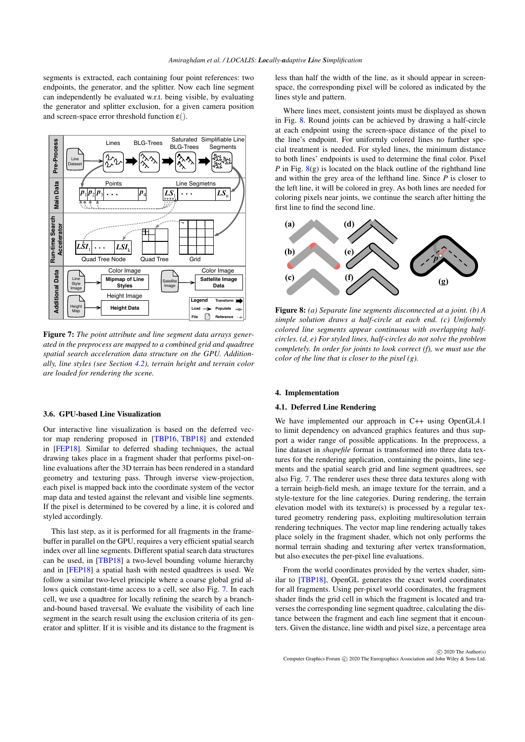segments is extracted, each containing four point references: two endpoints, the generator, and the splitter. Now each line segment can independently be evaluated w.r.t. being visible, by evaluating the generator and splitter exclusion, for a given camera position and screen-space error threshold function $\varepsilon()$.

**Figure 7:** *The point attribute and line segment data arrays generated in the preprocess are mapped to a combined grid and quadtree spatial search acceleration data structure on the GPU. Additionally, line styles (see Section 4.2), terrain height and terrain color are loaded for rendering the scene.*

### 3.6. GPU-based Line Visualization

Our interactive line visualization is based on the deferred vector map rendering proposed in [TBP16, TBP18] and extended in [FEP18]. Similar to deferred shading techniques, the actual drawing takes place in a fragment shader that performs pixel-online line evaluations after the 3D terrain has been rendered in a standard geometry and texturing pass. Through inverse view-projection, each pixel is mapped back into the coordinate system of the vector map data and tested against the relevant and visible line segments. If the pixel is determined to be covered by a line, it is colored and styled accordingly.

This last step, as it is performed for all fragments in the framebuffer in parallel on the GPU, requires a very efficient spatial search index over all line segments. Different spatial search data structures can be used, in [TBP18] a two-level bounding volume hierarchy and in [FEP18] a spatial hash with nested quadtrees is used. We follow a similar two-level principle where a coarse global grid allows quick constant-time access to a cell, see also Fig. 7. In each cell, we use a quadtree for locally refining the search by a branch-and-bound based traversal. We evaluate the visibility of each line segment in the search result using the exclusion criteria of its generator and splitter. If it is visible and its distance to the fragment is less than half the width of the line, as it should appear in screen-space, the corresponding pixel will be colored as indicated by the lines style and pattern.

Where lines meet, consistent joints must be displayed as shown in Fig. 8. Round joints can be achieved by drawing a half-circle at each endpoint using the screen-spaced distance of the pixel to the line's endpoint. For uniformly colored lines no further special treatment is needed. For styled lines, the minimum distance to both lines' endpoints is used to determine the final color. Pixel $P$ in Fig. 8(g) is located on the black outline of the righthand line and within the grey area of the lefthand line. Since $P$ is closer to the left line, it will be colored in grey. As both lines are needed for coloring pixels near joints, we continue the search after hitting the first line to find the second line.

**Figure 8:** *(a) Separate line segments disconnected at a joint. (b) A simple solution draws a half-circle at each end. (c) Uniformly colored line segments appear continuous with overlapping half-circles. (d, e) For styled lines, half-circles do not solve the problem completely. In order for joints to look correct (f), we must use the color of the line that is closer to the pixel (g).*

## 4. Implementation

### 4.1. Deferred Line Rendering

We have implemented our approach in C++ using OpenGL4.1 to limit dependency on advanced graphics features and thus support a wider range of possible applications. In the preprocess, a line dataset in *shapefile* format is transformed into three data textures for the rendering application, containing the points, line segments and the spatial search grid and line segment quadtrees, see also Fig. 7. The renderer uses these three data textures along with a terrain heigh-field mesh, an image texture for the terrain, and a style-texture for the line categories. During rendering, the terrain elevation model with its texture(s) is processed by a regular textured geometry rendering pass, exploiting multiresolution terrain rendering techniques. The vector map line rendering actually takes place solely in the fragment shader, which not only performs the normal terrain shading and texturing after vertex transformation, but also executes the per-pixel line evaluations.

From the world coordinates provided by the vertex shader, similar to [TBP18], OpenGL generates the exact world coordinates for all fragments. Using per-pixel world coordinates, the fragment shader finds the grid cell in which the fragment is located and traverses the corresponding line segment quadtree, calculating the distance between the fragment and each line segment that it encounters. Given the distance, line width and pixel size, a percentage area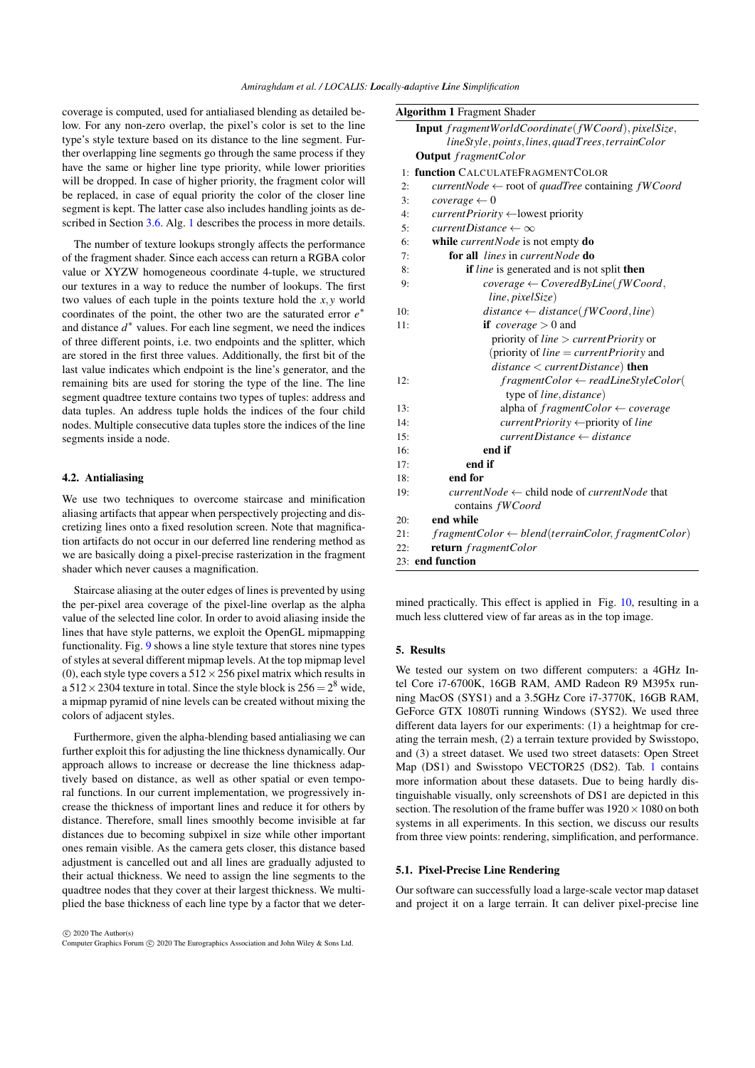coverage is computed, used for antialiased blending as detailed below. For any non-zero overlap, the pixel's color is set to the line type's style texture based on its distance to the line segment. Further overlapping line segments go through the same process if they have the same or higher line type priority, while lower priorities will be dropped. In case of higher priority, the fragment color will be replaced, in case of equal priority the color of the closer line segment is kept. The latter case also includes handling joints as described in Section 3.6. Alg. 1 describes the process in more details.

The number of texture lookups strongly affects the performance of the fragment shader. Since each access can return a RGBA color value or XYZW homogeneous coordinate 4-tuple, we structured our textures in a way to reduce the number of lookups. The first two values of each tuple in the points texture hold the $x, y$ world coordinates of the point, the other two are the saturated error $e^*$ and distance $d^*$ values. For each line segment, we need the indices of three different points, i.e. two endpoints and the splitter, which are stored in the first three values. Additionally, the first bit of the last value indicates which endpoint is the line's generator, and the remaining bits are used for storing the type of the line. The line segment quadtree texture contains two types of tuples: address and data tuples. An address tuple holds the indices of the four child nodes. Multiple consecutive data tuples store the indices of the line segments inside a node.

### 4.2. Antialiasing

We use two techniques to overcome staircase and minification aliasing artifacts that appear when perspectively projecting and discretizing lines onto a fixed resolution screen. Note that magnification artifacts do not occur in our deferred line rendering method as we are basically doing a pixel-precise rasterization in the fragment shader which never causes a magnification.

Staircase aliasing at the outer edges of lines is prevented by using the per-pixel area coverage of the pixel-line overlap as the alpha value of the selected line color. In order to avoid aliasing inside the lines that have style patterns, we exploit the OpenGL mipmapping functionality. Fig. 9 shows a line style texture that stores nine types of styles at several different mipmap levels. At the top mipmap level (0), each style type covers a $512 \times 256$ pixel matrix which results in a $512 \times 2304$ texture in total. Since the style block is $256 = 2^8$ wide, a mipmap pyramid of nine levels can be created without mixing the colors of adjacent styles.

Furthermore, given the alpha-blending based antialiasing we can further exploit this for adjusting the line thickness dynamically. Our approach allows to increase or decrease the line thickness adaptively based on distance, as well as other spatial or even temporal functions. In our current implementation, we progressively increase the thickness of important lines and reduce it for others by distance. Therefore, small lines smoothly become invisible at far distances due to becoming subpixel in size while other important ones remain visible. As the camera gets closer, this distance based adjustment is cancelled out and all lines are gradually adjusted to their actual thickness. We need to assign the line segments to the quadtree nodes that they cover at their largest thickness. We multiplied the base thickness of each line type by a factor that we determined practically. This effect is applied in Fig. 10, resulting in a much less cluttered view of far areas as in the top image.

**Algorithm 1** Fragment Shader

```
Input fragmentWorldCoordinate(fWCoord), pixelSize,
      lineStyle, points, lines, quadTrees, terrainColor
Output fragmentColor
 1: function CALCULATEFRAGMENTCOLOR
 2:   currentNode ← root of quadTree containing fWCoord
 3:   coverage ← 0
 4:   currentPriority ← lowest priority
 5:   currentDistance ← ∞
 6:   while currentNode is not empty do
 7:     for all lines in currentNode do
 8:       if line is generated and is not split then
 9:         coverage ← CoveredByLine(fWCoord,
              line, pixelSize)
10:         distance ← distance(fWCoord, line)
11:         if coverage > 0 and
              priority of line > currentPriority or
              (priority of line = currentPriority and
              distance < currentDistance) then
12:           fragmentColor ← readLineStyleColor(
                type of line, distance)
13:           alpha of fragmentColor ← coverage
14:           currentPriority ← priority of line
15:           currentDistance ← distance
16:         end if
17:       end if
18:     end for
19:     currentNode ← child node of currentNode that
          contains fWCoord
20:   end while
21:   fragmentColor ← blend(terrainColor, fragmentColor)
22:   return fragmentColor
23: end function
```

## 5. Results

We tested our system on two different computers: a 4GHz Intel Core i7-6700K, 16GB RAM, AMD Radeon R9 M395x running MacOS (SYS1) and a 3.5GHz Core i7-3770K, 16GB RAM, GeForce GTX 1080Ti running Windows (SYS2). We used three different data layers for our experiments: (1) a heightmap for creating the terrain mesh, (2) a terrain texture provided by Swisstopo, and (3) a street dataset. We used two street datasets: Open Street Map (DS1) and Swisstopo VECTOR25 (DS2). Tab. 1 contains more information about these datasets. Due to being hardly distinguishable visually, only screenshots of DS1 are depicted in this section. The resolution of the frame buffer was $1920 \times 1080$ on both systems in all experiments. In this section, we discuss our results from three view points: rendering, simplification, and performance.

### 5.1. Pixel-Precise Line Rendering

Our software can successfully load a large-scale vector map dataset and project it on a large terrain. It can deliver pixel-precise line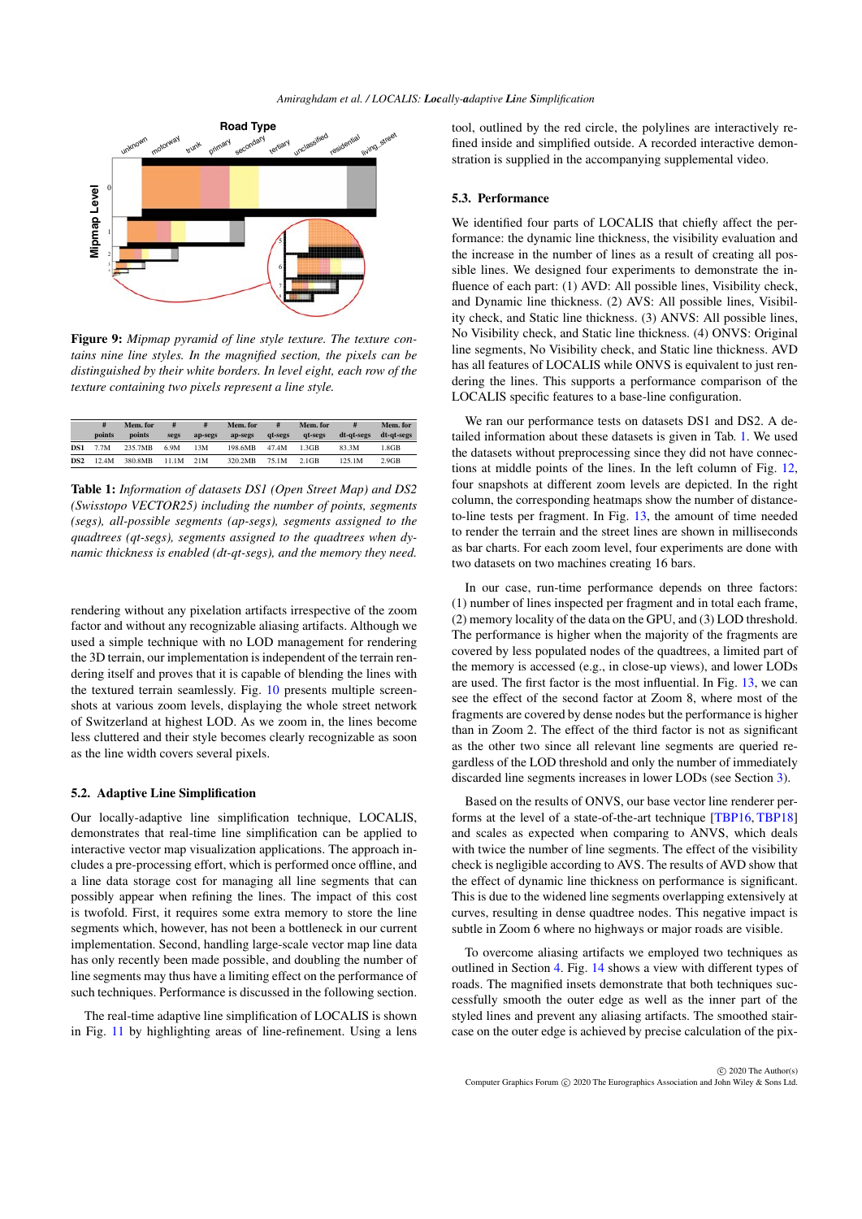**Figure 9:** *Mipmap pyramid of line style texture. The texture contains nine line styles. In the magnified section, the pixels can be distinguished by their white borders. In level eight, each row of the texture containing two pixels represent a line style.*

| | # points | Mem. for points | # segs | # ap-segs | Mem. for ap-segs | # qt-segs | Mem. for qt-segs | # dt-qt-segs | Mem. for dt-qt-segs |
|---|---|---|---|---|---|---|---|---|---|
| DS1 | 7.7M | 235.7MB | 6.9M | 13M | 198.6MB | 47.4M | 1.3GB | 83.3M | 1.8GB |
| DS2 | 12.4M | 380.8MB | 11.1M | 21M | 320.2MB | 75.1M | 2.1GB | 125.1M | 2.9GB |

**Table 1:** *Information of datasets DS1 (Open Street Map) and DS2 (Swisstopo VECTOR25) including the number of points, segments (segs), all-possible segments (ap-segs), segments assigned to the quadtrees (qt-segs), segments assigned to the quadtrees when dynamic thickness is enabled (dt-qt-segs), and the memory they need.*

rendering without any pixelation artifacts irrespective of the zoom factor and without any recognizable aliasing artifacts. Although we used a simple technique with no LOD management for rendering the 3D terrain, our implementation is independent of the terrain rendering itself and proves that it is capable of blending the lines with the textured terrain seamlessly. Fig. 10 presents multiple screenshots at various zoom levels, displaying the whole street network of Switzerland at highest LOD. As we zoom in, the lines become less cluttered and their style becomes clearly recognizable as soon as the line width covers several pixels.

## 5.2. Adaptive Line Simplification

Our locally-adaptive line simplification technique, LOCALIS, demonstrates that real-time line simplification can be applied to interactive vector map visualization applications. The approach includes a pre-processing effort, which is performed once offline, and a line data storage cost for managing all line segments that can possibly appear when refining the lines. The impact of this cost is twofold. First, it requires some extra memory to store the line segments which, however, has not been a bottleneck in our current implementation. Second, handling large-scale vector map line data has only recently been made possible, and doubling the number of line segments may thus have a limiting effect on the performance of such techniques. Performance is discussed in the following section.

The real-time adaptive line simplification of LOCALIS is shown in Fig. 11 by highlighting areas of line-refinement. Using a lens tool, outlined by the red circle, the polylines are interactively refined inside and simplified outside. A recorded interactive demonstration is supplied in the accompanying supplemental video.

## 5.3. Performance

We identified four parts of LOCALIS that chiefly affect the performance: the dynamic line thickness, the visibility evaluation and the increase in the number of lines as a result of creating all possible lines. We designed four experiments to demonstrate the influence of each part: (1) AVD: All possible lines, Visibility check, and Dynamic line thickness. (2) AVS: All possible lines, Visibility check, and Static line thickness. (3) ANVS: All possible lines, No Visibility check, and Static line thickness. (4) ONVS: Original line segments, No Visibility check, and Static line thickness. AVD has all features of LOCALIS while ONVS is equivalent to just rendering the lines. This supports a performance comparison of the LOCALIS specific features to a base-line configuration.

We ran our performance tests on datasets DS1 and DS2. A detailed information about these datasets is given in Tab. 1. We used the datasets without preprocessing since they did not have connections at middle points of the lines. In the left column of Fig. 12, four snapshots at different zoom levels are depicted. In the right column, the corresponding heatmaps show the number of distance-to-line tests per fragment. In Fig. 13, the amount of time needed to render the terrain and the street lines are shown in milliseconds as bar charts. For each zoom level, four experiments are done with two datasets on two machines creating 16 bars.

In our case, run-time performance depends on three factors: (1) number of lines inspected per fragment and in total each frame, (2) memory locality of the data on the GPU, and (3) LOD threshold. The performance is higher when the majority of the fragments are covered by less populated nodes of the quadtrees, a limited part of the memory is accessed (e.g., in close-up views), and lower LODs are used. The first factor is the most influential. In Fig. 13, we can see the effect of the second factor at Zoom 8, where most of the fragments are covered by dense nodes but the performance is higher than in Zoom 2. The effect of the third factor is not as significant as the other two since all relevant line segments are queried regardless of the LOD threshold and only the number of immediately discarded line segments increases in lower LODs (see Section 3).

Based on the results of ONVS, our base vector line renderer performs at the level of a state-of-the-art technique [TBP16, TBP18] and scales as expected when comparing to ANVS, which deals with twice the number of line segments. The effect of the visibility check is negligible according to AVS. The results of AVD show that the effect of dynamic line thickness on performance is significant. This is due to the widened line segments overlapping extensively at curves, resulting in dense quadtree nodes. This negative impact is subtle in Zoom 6 where no highways or major roads are visible.

To overcome aliasing artifacts we employed two techniques as outlined in Section 4. Fig. 14 shows a view with different types of roads. The magnified insets demonstrate that both techniques successfully smooth the outer edge as well as the inner part of the styled lines and prevent any aliasing artifacts. The smoothed staircase on the outer edge is achieved by precise calculation of the pix-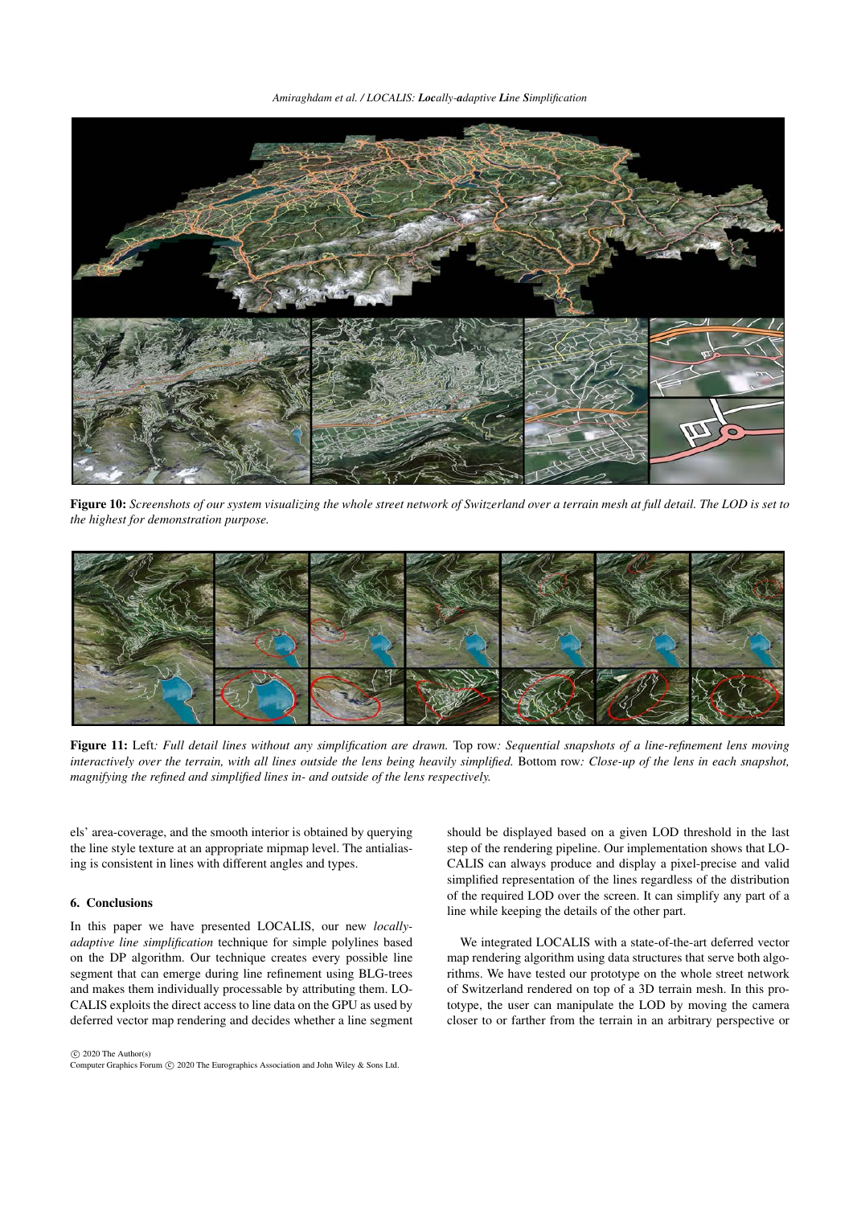**Figure 10:** *Screenshots of our system visualizing the whole street network of Switzerland over a terrain mesh at full detail. The LOD is set to the highest for demonstration purpose.*

**Figure 11:** Left*: Full detail lines without any simplification are drawn.* Top row*: Sequential snapshots of a line-refinement lens moving interactively over the terrain, with all lines outside the lens being heavily simplified.* Bottom row*: Close-up of the lens in each snapshot, magnifying the refined and simplified lines in- and outside of the lens respectively.*

els' area-coverage, and the smooth interior is obtained by querying the line style texture at an appropriate mipmap level. The antialiasing is consistent in lines with different angles and types.

## 6. Conclusions

In this paper we have presented LOCALIS, our new *locally-adaptive line simplification* technique for simple polylines based on the DP algorithm. Our technique creates every possible line segment that can emerge during line refinement using BLG-trees and makes them individually processable by attributing them. LOCALIS exploits the direct access to line data on the GPU as used by deferred vector map rendering and decides whether a line segment should be displayed based on a given LOD threshold in the last step of the rendering pipeline. Our implementation shows that LOCALIS can always produce and display a pixel-precise and valid simplified representation of the lines regardless of the distribution of the required LOD over the screen. It can simplify any part of a line while keeping the details of the other part.

We integrated LOCALIS with a state-of-the-art deferred vector map rendering algorithm using data structures that serve both algorithms. We have tested our prototype on the whole street network of Switzerland rendered on top of a 3D terrain mesh. In this prototype, the user can manipulate the LOD by moving the camera closer to or farther from the terrain in an arbitrary perspective or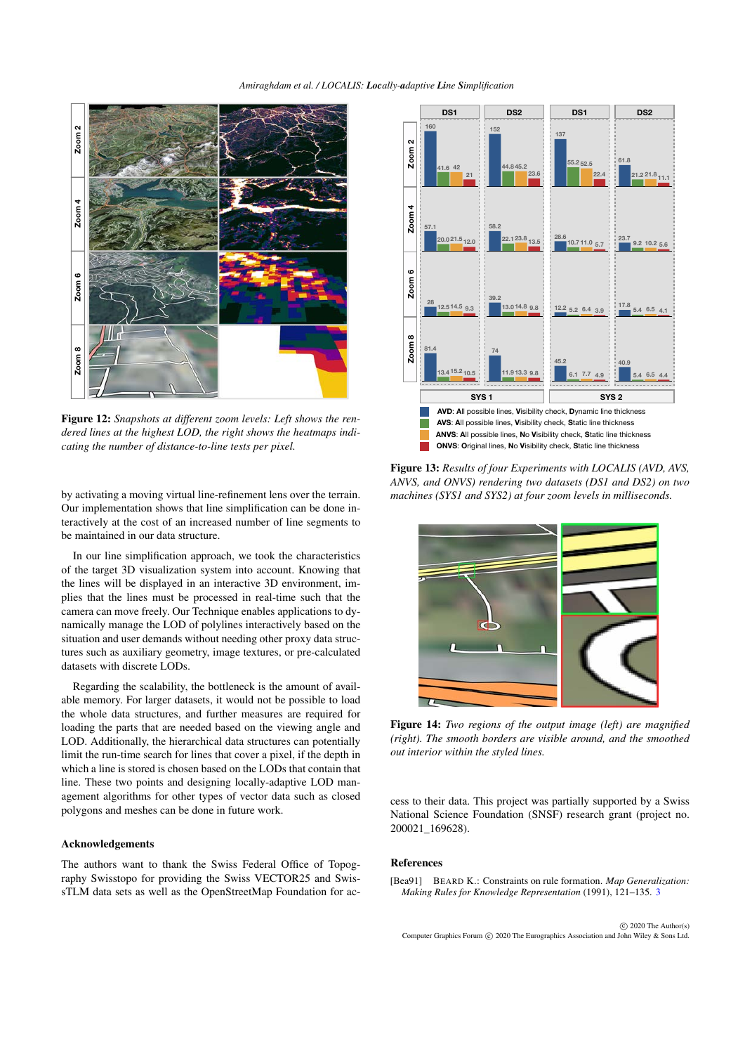Figure 12: *Snapshots at different zoom levels: Left shows the rendered lines at the highest LOD, the right shows the heatmaps indicating the number of distance-to-line tests per pixel.*

by activating a moving virtual line-refinement lens over the terrain. Our implementation shows that line simplification can be done interactively at the cost of an increased number of line segments to be maintained in our data structure.

In our line simplification approach, we took the characteristics of the target 3D visualization system into account. Knowing that the lines will be displayed in an interactive 3D environment, implies that the lines must be processed in real-time such that the camera can move freely. Our Technique enables applications to dynamically manage the LOD of polylines interactively based on the situation and user demands without needing other proxy data structures such as auxiliary geometry, image textures, or pre-calculated datasets with discrete LODs.

Regarding the scalability, the bottleneck is the amount of available memory. For larger datasets, it would not be possible to load the whole data structures, and further measures are required for loading the parts that are needed based on the viewing angle and LOD. Additionally, the hierarchical data structures can potentially limit the run-time search for lines that cover a pixel, if the depth in which a line is stored is chosen based on the LODs that contain that line. These two points and designing locally-adaptive LOD management algorithms for other types of vector data such as closed polygons and meshes can be done in future work.

## Acknowledgements

The authors want to thank the Swiss Federal Office of Topography Swisstopo for providing the Swiss VECTOR25 and SwissTLM data sets as well as the OpenStreetMap Foundation for access to their data. This project was partially supported by a Swiss National Science Foundation (SNSF) research grant (project no. 200021_169628).

| | SYS 1 DS1 | SYS 1 DS2 | SYS 2 DS1 | SYS 2 DS2 |
|---|---|---|---|---|
| Zoom 2 | 160 / 41.6 / 42 / 21 | 152 / 44.8 / 45.2 / 23.6 | 137 / 55.2 / 52.5 / 22.4 | 61.8 / 21.2 / 21.8 / 11.1 |
| Zoom 4 | 57.1 / 20.0 / 21.5 / 12.0 | 58.2 / 22.1 / 23.8 / 13.5 | 28.6 / 10.7 / 11.0 / 5.7 | 23.7 / 9.2 / 10.2 / 5.6 |
| Zoom 6 | 28 / 12.5 / 14.5 / 9.3 | 39.2 / 13.0 / 14.8 / 9.8 | 12.2 / 5.2 / 6.4 / 3.9 | 17.8 / 5.4 / 6.5 / 4.1 |
| Zoom 8 | 81.4 / 13.4 / 15.2 / 10.5 | 74 / 11.9 / 13.3 / 9.8 | 45.2 / 6.1 / 7.7 / 4.9 | 40.9 / 5.4 / 6.5 / 4.4 |

Values are AVD / AVS / ANVS / ONVS.

- **AVD**: **A**ll possible lines, **V**isibility check, **D**ynamic line thickness
- **AVS**: **A**ll possible lines, **V**isibility check, **S**tatic line thickness
- **ANVS**: **A**ll possible lines, **N**o **V**isibility check, **S**tatic line thickness
- **ONVS**: **O**riginal lines, **N**o **V**isibility check, **S**tatic line thickness

Figure 13: *Results of four Experiments with LOCALIS (AVD, AVS, ANVS, and ONVS) rendering two datasets (DS1 and DS2) on two machines (SYS1 and SYS2) at four zoom levels in milliseconds.*

Figure 14: *Two regions of the output image (left) are magnified (right). The smooth borders are visible around, and the smoothed out interior within the styled lines.*

## References

[Bea91] Beard K.: Constraints on rule formation. *Map Generalization: Making Rules for Knowledge Representation* (1991), 121–135. 3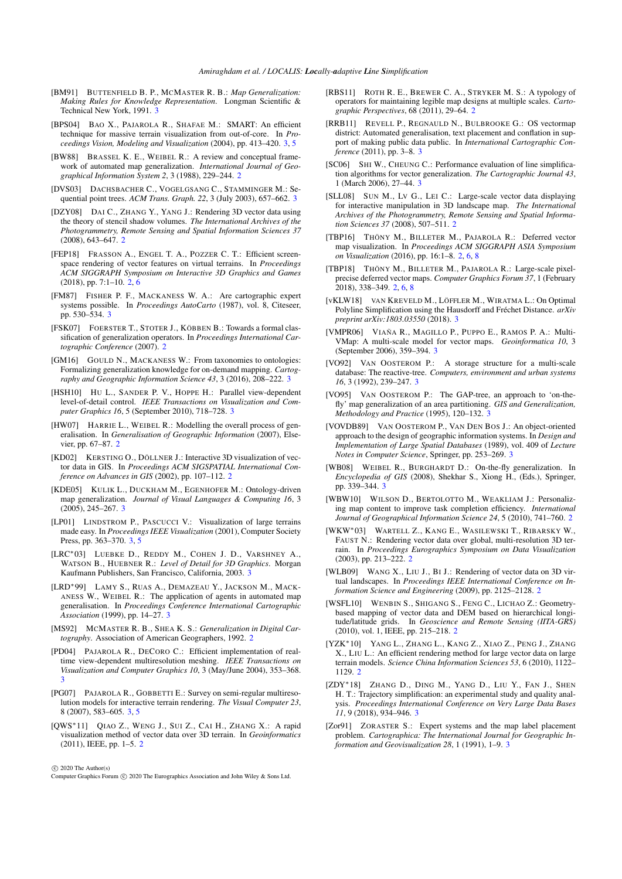[BM91] Buttenfield B. P., McMaster R. B.: *Map Generalization: Making Rules for Knowledge Representation*. Longman Scientific & Technical New York, 1991. 3

[BPS04] Bao X., Pajarola R., Shafae M.: SMART: An efficient technique for massive terrain visualization from out-of-core. In *Proceedings Vision, Modeling and Visualization* (2004), pp. 413–420. 3, 5

[BW88] Brassel K. E., Weibel R.: A review and conceptual framework of automated map generalization. *International Journal of Geographical Information System 2*, 3 (1988), 229–244. 2

[DVS03] Dachsbacher C., Vogelgsang C., Stamminger M.: Sequential point trees. *ACM Trans. Graph. 22*, 3 (July 2003), 657–662. 3

[DZY08] Dai C., Zhang Y., Yang J.: Rendering 3D vector data using the theory of stencil shadow volumes. *The International Archives of the Photogrammetry, Remote Sensing and Spatial Information Sciences 37* (2008), 643–647. 2

[FEP18] Frasson A., Engel T. A., Pozzer C. T.: Efficient screen-space rendering of vector features on virtual terrains. In *Proceedings ACM SIGGRAPH Symposium on Interactive 3D Graphics and Games* (2018), pp. 7:1–10. 2, 6

[FM87] Fisher P. F., Mackaness W. A.: Are cartographic expert systems possible. In *Proceedings AutoCarto* (1987), vol. 8, Citeseer, pp. 530–534. 3

[FSK07] Foerster T., Stoter J., Köbben B.: Towards a formal classification of generalization operators. In *Proceedings International Cartographic Conference* (2007). 2

[GM16] Gould N., Mackaness W.: From taxonomies to ontologies: Formalizing generalization knowledge for on-demand mapping. *Cartography and Geographic Information Science 43*, 3 (2016), 208–222. 3

[HSH10] Hu L., Sander P. V., Hoppe H.: Parallel view-dependent level-of-detail control. *IEEE Transactions on Visualization and Computer Graphics 16*, 5 (September 2010), 718–728. 3

[HW07] Harrie L., Weibel R.: Modelling the overall process of generalisation. In *Generalisation of Geographic Information* (2007), Elsevier, pp. 67–87. 2

[KD02] Kersting O., Döllner J.: Interactive 3D visualization of vector data in GIS. In *Proceedings ACM SIGSPATIAL International Conference on Advances in GIS* (2002), pp. 107–112. 2

[KDE05] Kulik L., Duckham M., Egenhofer M.: Ontology-driven map generalization. *Journal of Visual Languages & Computing 16*, 3 (2005), 245–267. 3

[LP01] Lindstrom P., Pascucci V.: Visualization of large terrains made easy. In *Proceedings IEEE Visualization* (2001), Computer Society Press, pp. 363–370. 3, 5

[LRC*03] Luebke D., Reddy M., Cohen J. D., Varshney A., Watson B., Huebner R.: *Level of Detail for 3D Graphics*. Morgan Kaufmann Publishers, San Francisco, California, 2003. 3

[LRD*99] Lamy S., Ruas A., Demazeau Y., Jackson M., Mackaness W., Weibel R.: The application of agents in automated map generalisation. In *Proceedings Conference International Cartographic Association* (1999), pp. 14–27. 3

[MS92] McMaster R. B., Shea K. S.: *Generalization in Digital Cartography*. Association of American Geographers, 1992. 2

[PD04] Pajarola R., DeCoro C.: Efficient implementation of real-time view-dependent multiresolution meshing. *IEEE Transactions on Visualization and Computer Graphics 10*, 3 (May/June 2004), 353–368. 3

[PG07] Pajarola R., Gobbetti E.: Survey on semi-regular multiresolution models for interactive terrain rendering. *The Visual Computer 23*, 8 (2007), 583–605. 3, 5

[QWS*11] Qiao Z., Weng J., Sui Z., Cai H., Zhang X.: A rapid visualization method of vector data over 3D terrain. In *Geoinformatics* (2011), IEEE, pp. 1–5. 2

[RBS11] Roth R. E., Brewer C. A., Stryker M. S.: A typology of operators for maintaining legible map designs at multiple scales. *Cartographic Perspectives*, 68 (2011), 29–64. 2

[RRB11] Revell P., Regnauld N., Bulbrooke G.: OS vectormap district: Automated generalisation, text placement and conflation in support of making public data public. In *International Cartographic Conference* (2011), pp. 3–8. 3

[SC06] Shi W., Cheung C.: Performance evaluation of line simplification algorithms for vector generalization. *The Cartographic Journal 43*, 1 (March 2006), 27–44. 3

[SLL08] Sun M., Lv G., Lei C.: Large-scale vector data displaying for interactive manipulation in 3D landscape map. *The International Archives of the Photogrammetry, Remote Sensing and Spatial Information Sciences 37* (2008), 507–511. 2

[TBP16] Thöny M., Billeter M., Pajarola R.: Deferred vector map visualization. In *Proceedings ACM SIGGRAPH ASIA Symposium on Visualization* (2016), pp. 16:1–8. 2, 6, 8

[TBP18] Thöny M., Billeter M., Pajarola R.: Large-scale pixel-precise deferred vector maps. *Computer Graphics Forum 37*, 1 (February 2018), 338–349. 2, 6, 8

[vKLW18] van Kreveld M., Löffler M., Wiratma L.: On Optimal Polyline Simplification using the Hausdorff and Fréchet Distance. *arXiv preprint arXiv:1803.03550* (2018). 3

[VMPR06] Viaña R., Magillo P., Puppo E., Ramos P. A.: Multi-VMap: A multi-scale model for vector maps. *Geoinformatica 10*, 3 (September 2006), 359–394. 3

[VO92] van Oosterom P.: A storage structure for a multi-scale database: The reactive-tree. *Computers, environment and urban systems 16*, 3 (1992), 239–247. 3

[VO95] van Oosterom P.: The GAP-tree, an approach to 'on-the-fly' map generalization of an area partitioning. *GIS and Generalization, Methodology and Practice* (1995), 120–132. 3

[VOVDB89] van Oosterom P., van den Bos J.: An object-oriented approach to the design of geographic information systems. In *Design and Implementation of Large Spatial Databases* (1989), vol. 409 of *Lecture Notes in Computer Science*, Springer, pp. 253–269. 3

[WB08] Weibel R., Burghardt D.: On-the-fly generalization. In *Encyclopedia of GIS* (2008), Shekhar S., Xiong H., (Eds.), Springer, pp. 339–344. 3

[WBW10] Wilson D., Bertolotto M., Weakliam J.: Personalizing map content to improve task completion efficiency. *International Journal of Geographical Information Science 24*, 5 (2010), 741–760. 2

[WKW*03] Wartell Z., Kang E., Wasilewski T., Ribarsky W., Faust N.: Rendering vector data over global, multi-resolution 3D terrain. In *Proceedings Eurographics Symposium on Data Visualization* (2003), pp. 213–222. 2

[WLB09] Wang X., Liu J., Bi J.: Rendering of vector data on 3D virtual landscapes. In *Proceedings IEEE International Conference on Information Science and Engineering* (2009), pp. 2125–2128. 2

[WSFL10] Wenbin S., Shigang S., Feng C., Lichao Z.: Geometry-based mapping of vector data and DEM based on hierarchical longitude/latitude grids. In *Geoscience and Remote Sensing (IITA-GRS)* (2010), vol. 1, IEEE, pp. 215–218. 2

[YZK*10] Yang L., Zhang L., Kang Z., Xiao Z., Peng J., Zhang X., Liu L.: An efficient rendering method for large vector data on large terrain models. *Science China Information Sciences 53*, 6 (2010), 1122–1129. 2

[ZDY*18] Zhang D., Ding M., Yang D., Liu Y., Fan J., Shen H. T.: Trajectory simplification: an experimental study and quality analysis. *Proceedings International Conference on Very Large Data Bases 11*, 9 (2018), 934–946. 3

[Zor91] Zoraster S.: Expert systems and the map label placement problem. *Cartographica: The International Journal for Geographic Information and Geovisualization 28*, 1 (1991), 1–9. 3